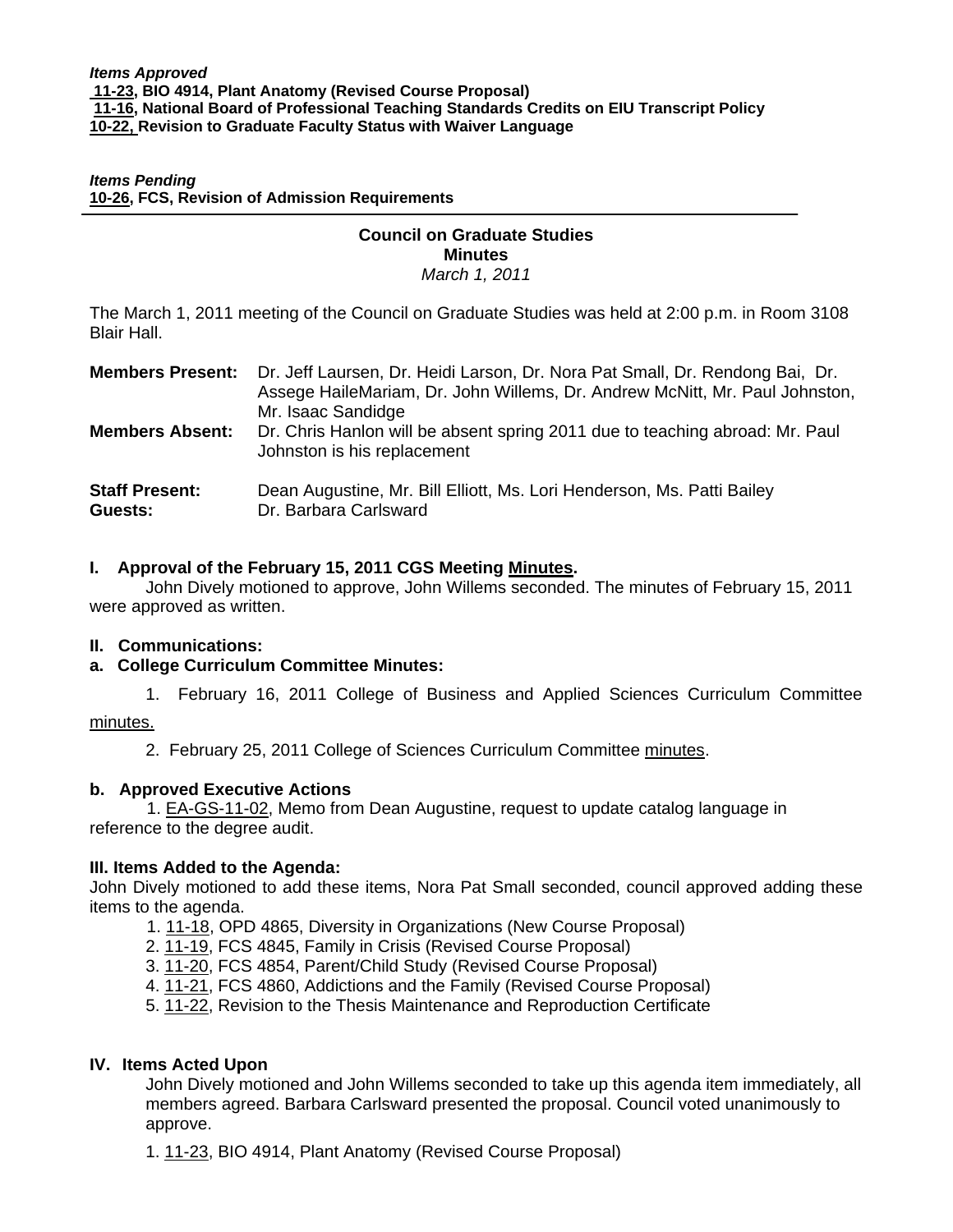***Items Approved***
**11-23, BIO 4914, Plant Anatomy (Revised Course Proposal)**
**11-16, National Board of Professional Teaching Standards Credits on EIU Transcript Policy**
**10-22, Revision to Graduate Faculty Status with Waiver Language**

***Items Pending***
**10-26, FCS, Revision of Admission Requirements**

---

**Council on Graduate Studies**
**Minutes**
*March 1, 2011*

The March 1, 2011 meeting of the Council on Graduate Studies was held at 2:00 p.m. in Room 3108 Blair Hall.

**Members Present:** Dr. Jeff Laursen, Dr. Heidi Larson, Dr. Nora Pat Small, Dr. Rendong Bai, Dr. Assege HaileMariam, Dr. John Willems, Dr. Andrew McNitt, Mr. Paul Johnston, Mr. Isaac Sandidge
**Members Absent:** Dr. Chris Hanlon will be absent spring 2011 due to teaching abroad: Mr. Paul Johnston is his replacement

**Staff Present:** Dean Augustine, Mr. Bill Elliott, Ms. Lori Henderson, Ms. Patti Bailey
**Guests:** Dr. Barbara Carlsward

**I. Approval of the February 15, 2011 CGS Meeting Minutes.**

John Dively motioned to approve, John Willems seconded. The minutes of February 15, 2011 were approved as written.

**II. Communications:**

**a. College Curriculum Committee Minutes:**

1. February 16, 2011 College of Business and Applied Sciences Curriculum Committee minutes.
2. February 25, 2011 College of Sciences Curriculum Committee minutes.

**b. Approved Executive Actions**

1. EA-GS-11-02, Memo from Dean Augustine, request to update catalog language in reference to the degree audit.

**III. Items Added to the Agenda:**

John Dively motioned to add these items, Nora Pat Small seconded, council approved adding these items to the agenda.

1. 11-18, OPD 4865, Diversity in Organizations (New Course Proposal)
2. 11-19, FCS 4845, Family in Crisis (Revised Course Proposal)
3. 11-20, FCS 4854, Parent/Child Study (Revised Course Proposal)
4. 11-21, FCS 4860, Addictions and the Family (Revised Course Proposal)
5. 11-22, Revision to the Thesis Maintenance and Reproduction Certificate

**IV. Items Acted Upon**

John Dively motioned and John Willems seconded to take up this agenda item immediately, all members agreed. Barbara Carlsward presented the proposal. Council voted unanimously to approve.

1. 11-23, BIO 4914, Plant Anatomy (Revised Course Proposal)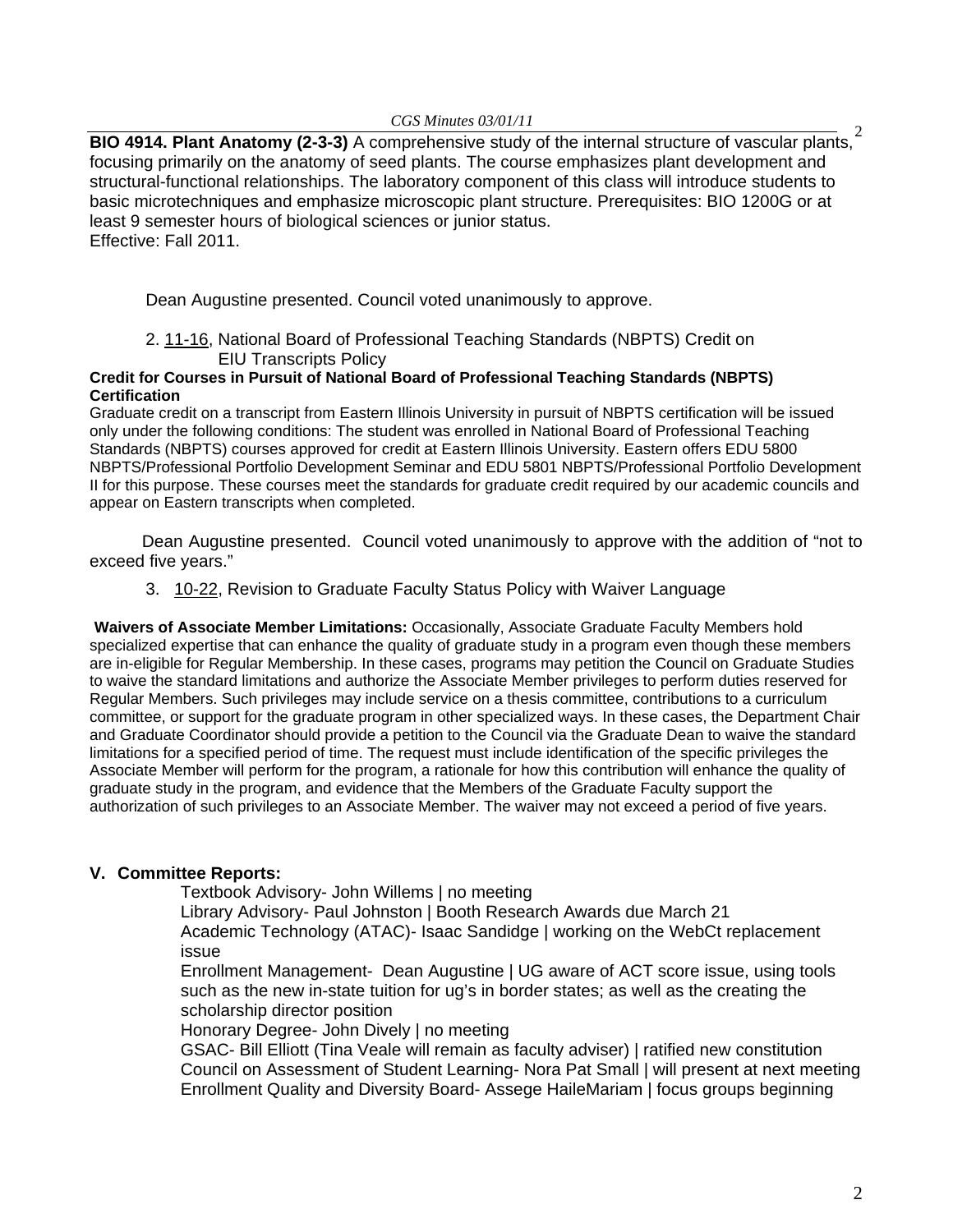**BIO 4914. Plant Anatomy (2-3-3)** A comprehensive study of the internal structure of vascular plants, focusing primarily on the anatomy of seed plants. The course emphasizes plant development and structural-functional relationships. The laboratory component of this class will introduce students to basic microtechniques and emphasize microscopic plant structure. Prerequisites: BIO 1200G or at least 9 semester hours of biological sciences or junior status.
Effective: Fall 2011.

Dean Augustine presented. Council voted unanimously to approve.

2. 11-16, National Board of Professional Teaching Standards (NBPTS) Credit on EIU Transcripts Policy

**Credit for Courses in Pursuit of National Board of Professional Teaching Standards (NBPTS) Certification**

Graduate credit on a transcript from Eastern Illinois University in pursuit of NBPTS certification will be issued only under the following conditions: The student was enrolled in National Board of Professional Teaching Standards (NBPTS) courses approved for credit at Eastern Illinois University. Eastern offers EDU 5800 NBPTS/Professional Portfolio Development Seminar and EDU 5801 NBPTS/Professional Portfolio Development II for this purpose. These courses meet the standards for graduate credit required by our academic councils and appear on Eastern transcripts when completed.

Dean Augustine presented. Council voted unanimously to approve with the addition of "not to exceed five years."

3. 10-22, Revision to Graduate Faculty Status Policy with Waiver Language

**Waivers of Associate Member Limitations:** Occasionally, Associate Graduate Faculty Members hold specialized expertise that can enhance the quality of graduate study in a program even though these members are in-eligible for Regular Membership. In these cases, programs may petition the Council on Graduate Studies to waive the standard limitations and authorize the Associate Member privileges to perform duties reserved for Regular Members. Such privileges may include service on a thesis committee, contributions to a curriculum committee, or support for the graduate program in other specialized ways. In these cases, the Department Chair and Graduate Coordinator should provide a petition to the Council via the Graduate Dean to waive the standard limitations for a specified period of time. The request must include identification of the specific privileges the Associate Member will perform for the program, a rationale for how this contribution will enhance the quality of graduate study in the program, and evidence that the Members of the Graduate Faculty support the authorization of such privileges to an Associate Member. The waiver may not exceed a period of five years.

## V. Committee Reports:

Textbook Advisory- John Willems | no meeting
Library Advisory- Paul Johnston | Booth Research Awards due March 21
Academic Technology (ATAC)- Isaac Sandidge | working on the WebCt replacement issue
Enrollment Management- Dean Augustine | UG aware of ACT score issue, using tools such as the new in-state tuition for ug's in border states; as well as the creating the scholarship director position
Honorary Degree- John Dively | no meeting
GSAC- Bill Elliott (Tina Veale will remain as faculty adviser) | ratified new constitution
Council on Assessment of Student Learning- Nora Pat Small | will present at next meeting
Enrollment Quality and Diversity Board- Assege HaileMariam | focus groups beginning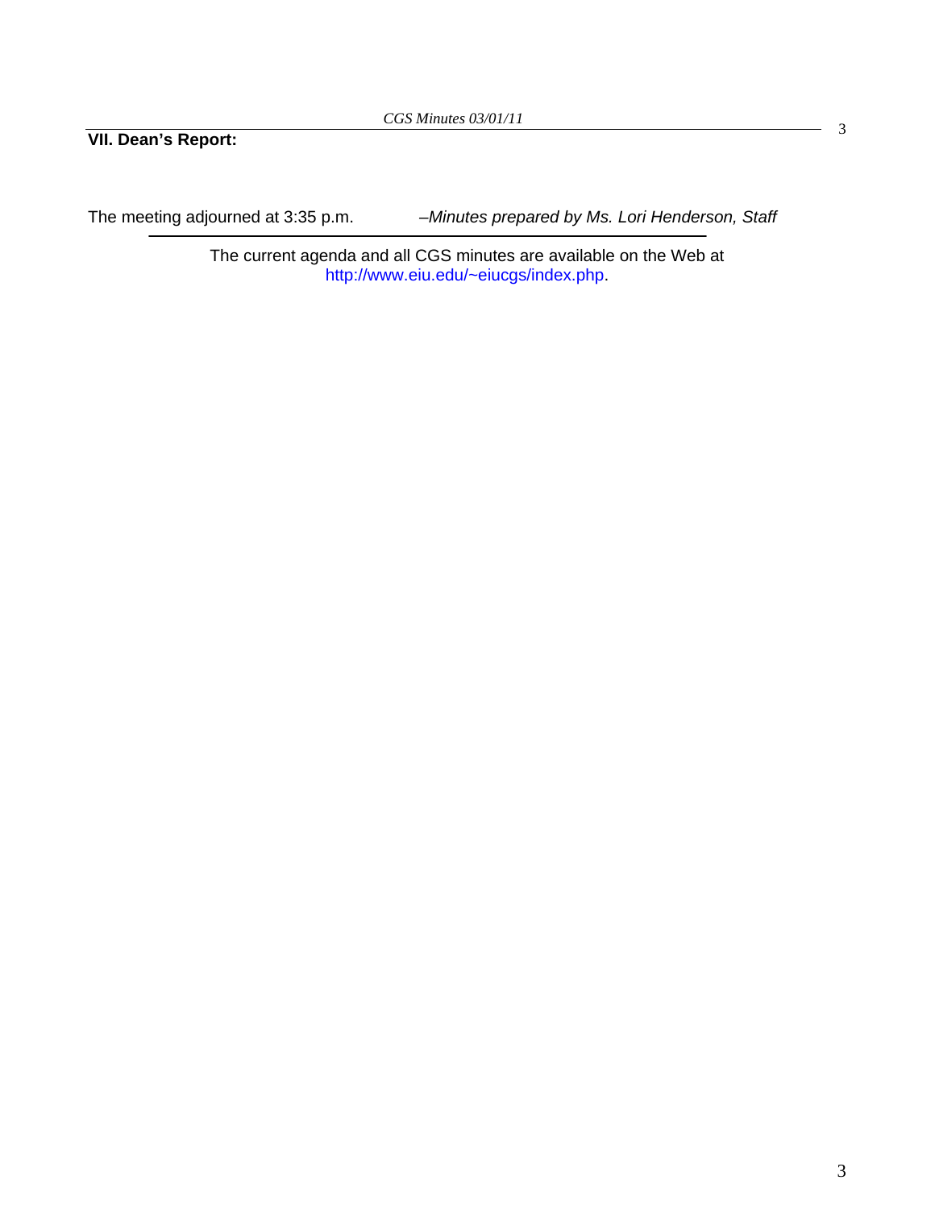**VII. Dean's Report:**

The meeting adjourned at 3:35 p.m. *–Minutes prepared by Ms. Lori Henderson, Staff*

---

The current agenda and all CGS minutes are available on the Web at http://www.eiu.edu/~eiucgs/index.php.